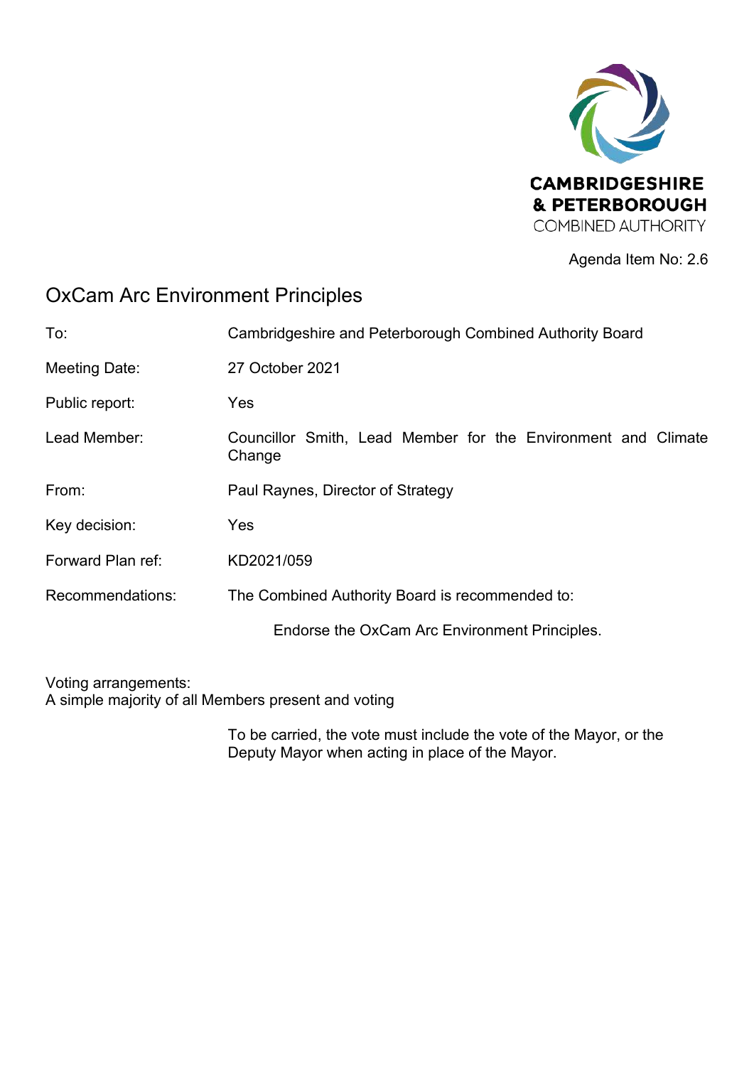CAMBRIDGESHIRE
& PETERBOROUGH
COMBINED AUTHORITY

Agenda Item No: 2.6

# OxCam Arc Environment Principles

| | |
|---|---|
| To: | Cambridgeshire and Peterborough Combined Authority Board |
| Meeting Date: | 27 October 2021 |
| Public report: | Yes |
| Lead Member: | Councillor Smith, Lead Member for the Environment and Climate Change |
| From: | Paul Raynes, Director of Strategy |
| Key decision: | Yes |
| Forward Plan ref: | KD2021/059 |
| Recommendations: | The Combined Authority Board is recommended to: |
| | Endorse the OxCam Arc Environment Principles. |

Voting arrangements:
A simple majority of all Members present and voting

To be carried, the vote must include the vote of the Mayor, or the Deputy Mayor when acting in place of the Mayor.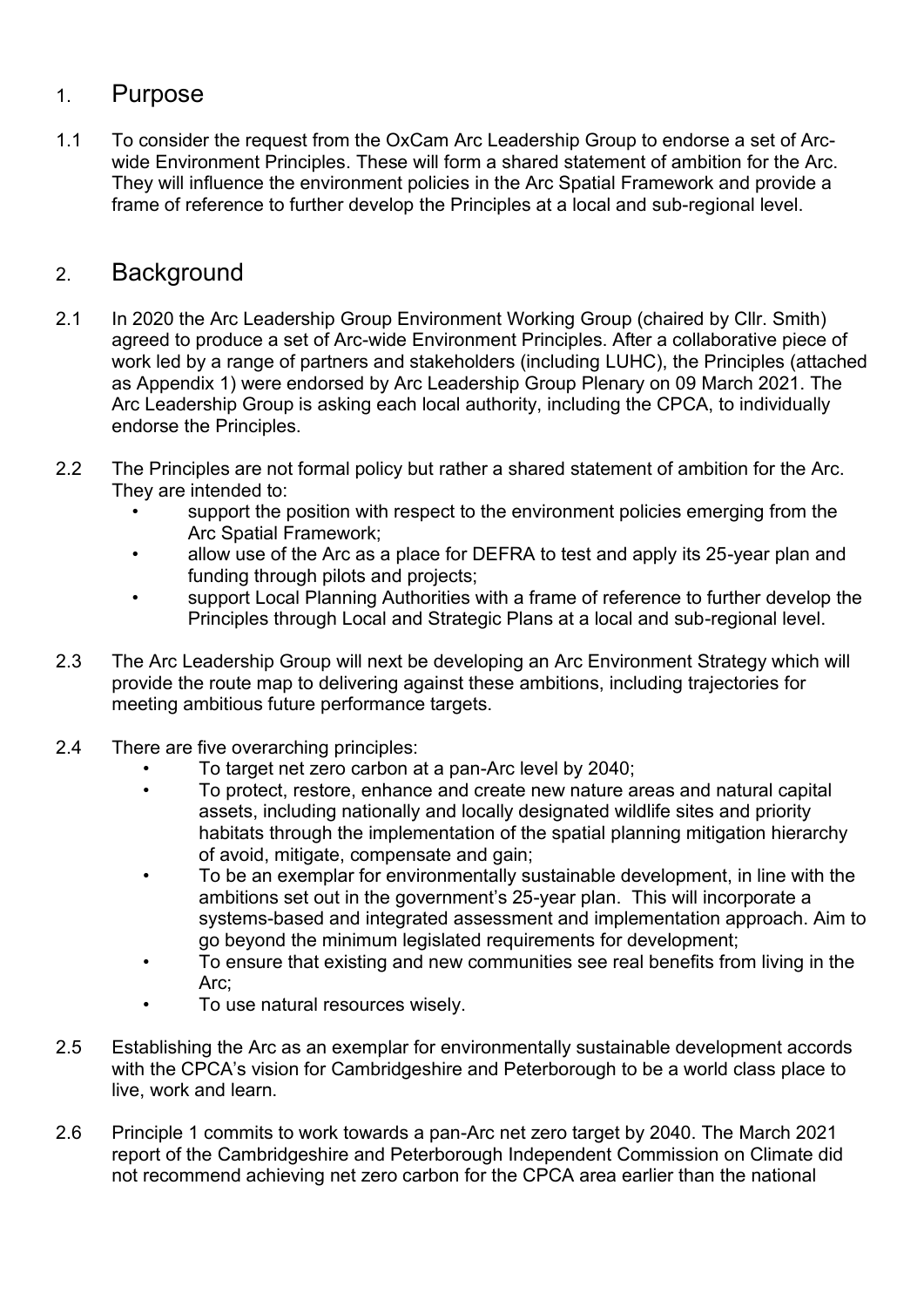## 1. Purpose

1.1 To consider the request from the OxCam Arc Leadership Group to endorse a set of Arc-wide Environment Principles. These will form a shared statement of ambition for the Arc. They will influence the environment policies in the Arc Spatial Framework and provide a frame of reference to further develop the Principles at a local and sub-regional level.

## 2. Background

2.1 In 2020 the Arc Leadership Group Environment Working Group (chaired by Cllr. Smith) agreed to produce a set of Arc-wide Environment Principles. After a collaborative piece of work led by a range of partners and stakeholders (including LUHC), the Principles (attached as Appendix 1) were endorsed by Arc Leadership Group Plenary on 09 March 2021. The Arc Leadership Group is asking each local authority, including the CPCA, to individually endorse the Principles.

2.2 The Principles are not formal policy but rather a shared statement of ambition for the Arc. They are intended to:

- support the position with respect to the environment policies emerging from the Arc Spatial Framework;
- allow use of the Arc as a place for DEFRA to test and apply its 25-year plan and funding through pilots and projects;
- support Local Planning Authorities with a frame of reference to further develop the Principles through Local and Strategic Plans at a local and sub-regional level.

2.3 The Arc Leadership Group will next be developing an Arc Environment Strategy which will provide the route map to delivering against these ambitions, including trajectories for meeting ambitious future performance targets.

2.4 There are five overarching principles:

- To target net zero carbon at a pan-Arc level by 2040;
- To protect, restore, enhance and create new nature areas and natural capital assets, including nationally and locally designated wildlife sites and priority habitats through the implementation of the spatial planning mitigation hierarchy of avoid, mitigate, compensate and gain;
- To be an exemplar for environmentally sustainable development, in line with the ambitions set out in the government's 25-year plan. This will incorporate a systems-based and integrated assessment and implementation approach. Aim to go beyond the minimum legislated requirements for development;
- To ensure that existing and new communities see real benefits from living in the Arc;
- To use natural resources wisely.

2.5 Establishing the Arc as an exemplar for environmentally sustainable development accords with the CPCA's vision for Cambridgeshire and Peterborough to be a world class place to live, work and learn.

2.6 Principle 1 commits to work towards a pan-Arc net zero target by 2040. The March 2021 report of the Cambridgeshire and Peterborough Independent Commission on Climate did not recommend achieving net zero carbon for the CPCA area earlier than the national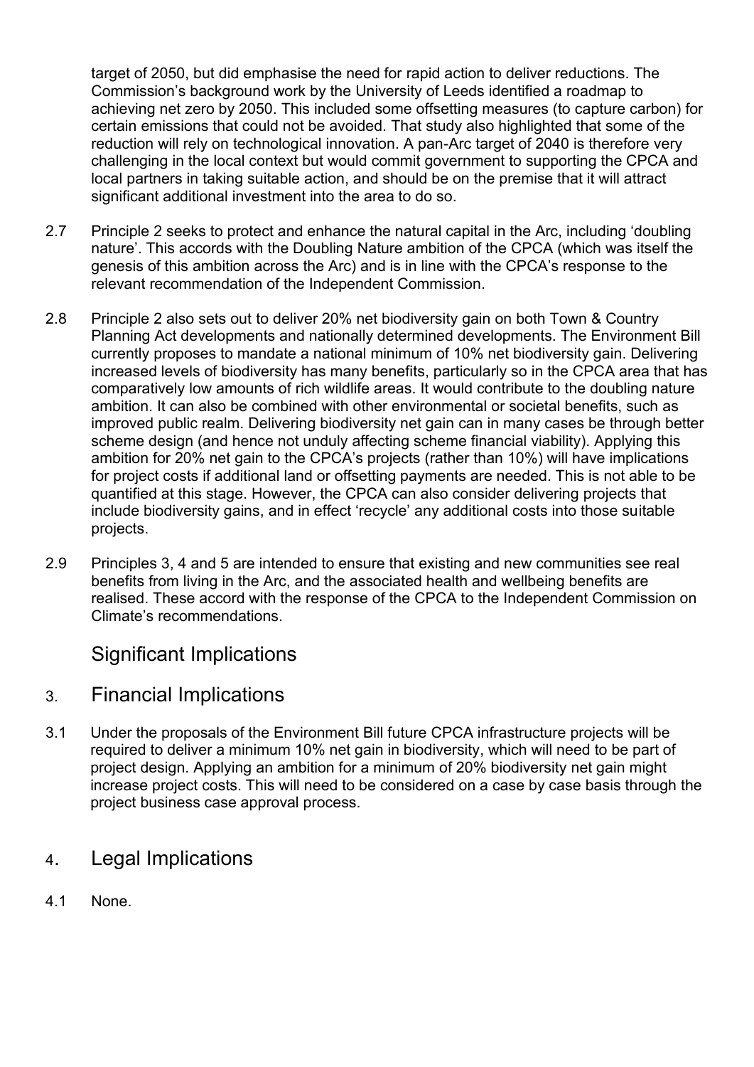target of 2050, but did emphasise the need for rapid action to deliver reductions. The Commission's background work by the University of Leeds identified a roadmap to achieving net zero by 2050. This included some offsetting measures (to capture carbon) for certain emissions that could not be avoided. That study also highlighted that some of the reduction will rely on technological innovation. A pan-Arc target of 2040 is therefore very challenging in the local context but would commit government to supporting the CPCA and local partners in taking suitable action, and should be on the premise that it will attract significant additional investment into the area to do so.

2.7 Principle 2 seeks to protect and enhance the natural capital in the Arc, including 'doubling nature'. This accords with the Doubling Nature ambition of the CPCA (which was itself the genesis of this ambition across the Arc) and is in line with the CPCA's response to the relevant recommendation of the Independent Commission.

2.8 Principle 2 also sets out to deliver 20% net biodiversity gain on both Town & Country Planning Act developments and nationally determined developments. The Environment Bill currently proposes to mandate a national minimum of 10% net biodiversity gain. Delivering increased levels of biodiversity has many benefits, particularly so in the CPCA area that has comparatively low amounts of rich wildlife areas. It would contribute to the doubling nature ambition. It can also be combined with other environmental or societal benefits, such as improved public realm. Delivering biodiversity net gain can in many cases be through better scheme design (and hence not unduly affecting scheme financial viability). Applying this ambition for 20% net gain to the CPCA's projects (rather than 10%) will have implications for project costs if additional land or offsetting payments are needed. This is not able to be quantified at this stage. However, the CPCA can also consider delivering projects that include biodiversity gains, and in effect 'recycle' any additional costs into those suitable projects.

2.9 Principles 3, 4 and 5 are intended to ensure that existing and new communities see real benefits from living in the Arc, and the associated health and wellbeing benefits are realised. These accord with the response of the CPCA to the Independent Commission on Climate's recommendations.

## Significant Implications

## 3. Financial Implications

3.1 Under the proposals of the Environment Bill future CPCA infrastructure projects will be required to deliver a minimum 10% net gain in biodiversity, which will need to be part of project design. Applying an ambition for a minimum of 20% biodiversity net gain might increase project costs. This will need to be considered on a case by case basis through the project business case approval process.

## 4. Legal Implications

4.1 None.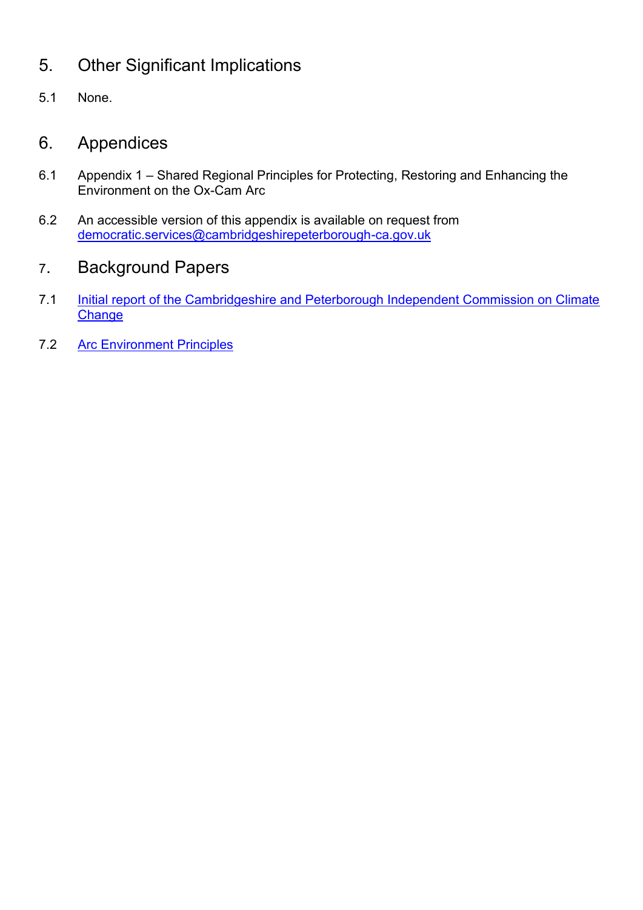## 5. Other Significant Implications

5.1 None.

## 6. Appendices

6.1 Appendix 1 – Shared Regional Principles for Protecting, Restoring and Enhancing the Environment on the Ox-Cam Arc

6.2 An accessible version of this appendix is available on request from democratic.services@cambridgeshirepeterborough-ca.gov.uk

## 7. Background Papers

7.1 Initial report of the Cambridgeshire and Peterborough Independent Commission on Climate Change

7.2 Arc Environment Principles